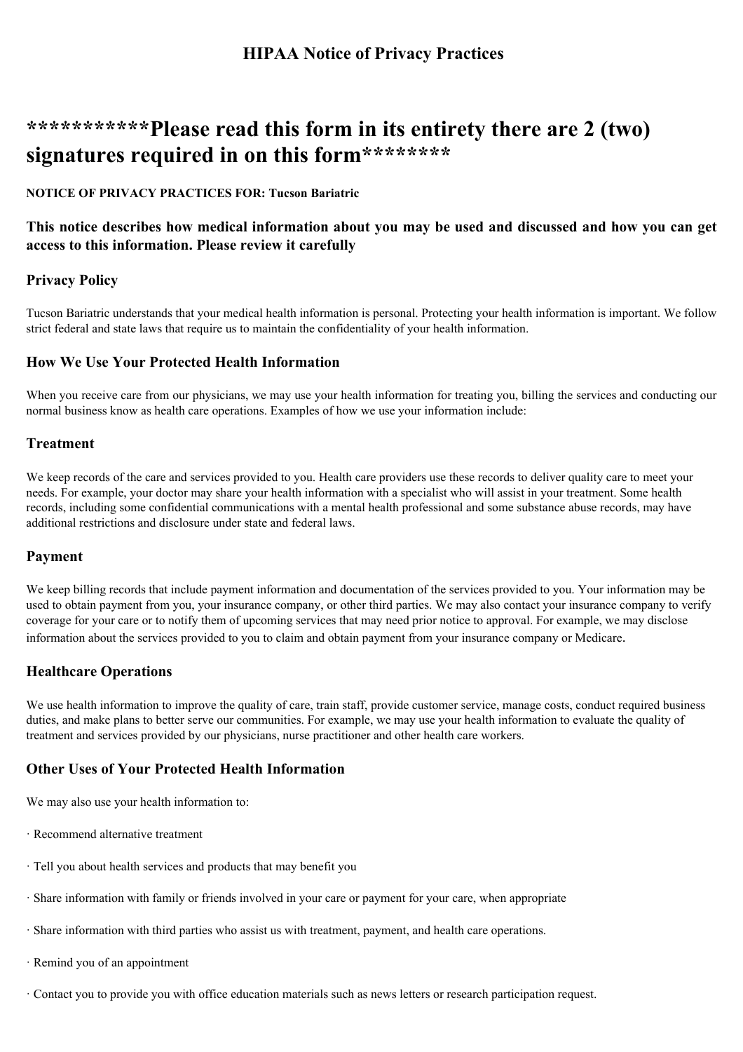# HIPAA Notice of Privacy Practices

## ***********Please read this form in its entirety there are 2 (two) signatures required in on this form********

**NOTICE OF PRIVACY PRACTICES FOR: Tucson Bariatric**

### This notice describes how medical information about you may be used and discussed and how you can get access to this information. Please review it carefully

### Privacy Policy

Tucson Bariatric understands that your medical health information is personal. Protecting your health information is important. We follow strict federal and state laws that require us to maintain the confidentiality of your health information.

### How We Use Your Protected Health Information

When you receive care from our physicians, we may use your health information for treating you, billing the services and conducting our normal business know as health care operations. Examples of how we use your information include:

### Treatment

We keep records of the care and services provided to you. Health care providers use these records to deliver quality care to meet your needs. For example, your doctor may share your health information with a specialist who will assist in your treatment. Some health records, including some confidential communications with a mental health professional and some substance abuse records, may have additional restrictions and disclosure under state and federal laws.

### Payment

We keep billing records that include payment information and documentation of the services provided to you. Your information may be used to obtain payment from you, your insurance company, or other third parties. We may also contact your insurance company to verify coverage for your care or to notify them of upcoming services that may need prior notice to approval. For example, we may disclose information about the services provided to you to claim and obtain payment from your insurance company or Medicare.

### Healthcare Operations

We use health information to improve the quality of care, train staff, provide customer service, manage costs, conduct required business duties, and make plans to better serve our communities. For example, we may use your health information to evaluate the quality of treatment and services provided by our physicians, nurse practitioner and other health care workers.

### Other Uses of Your Protected Health Information

We may also use your health information to:

· Recommend alternative treatment

· Tell you about health services and products that may benefit you

· Share information with family or friends involved in your care or payment for your care, when appropriate

· Share information with third parties who assist us with treatment, payment, and health care operations.

· Remind you of an appointment

· Contact you to provide you with office education materials such as news letters or research participation request.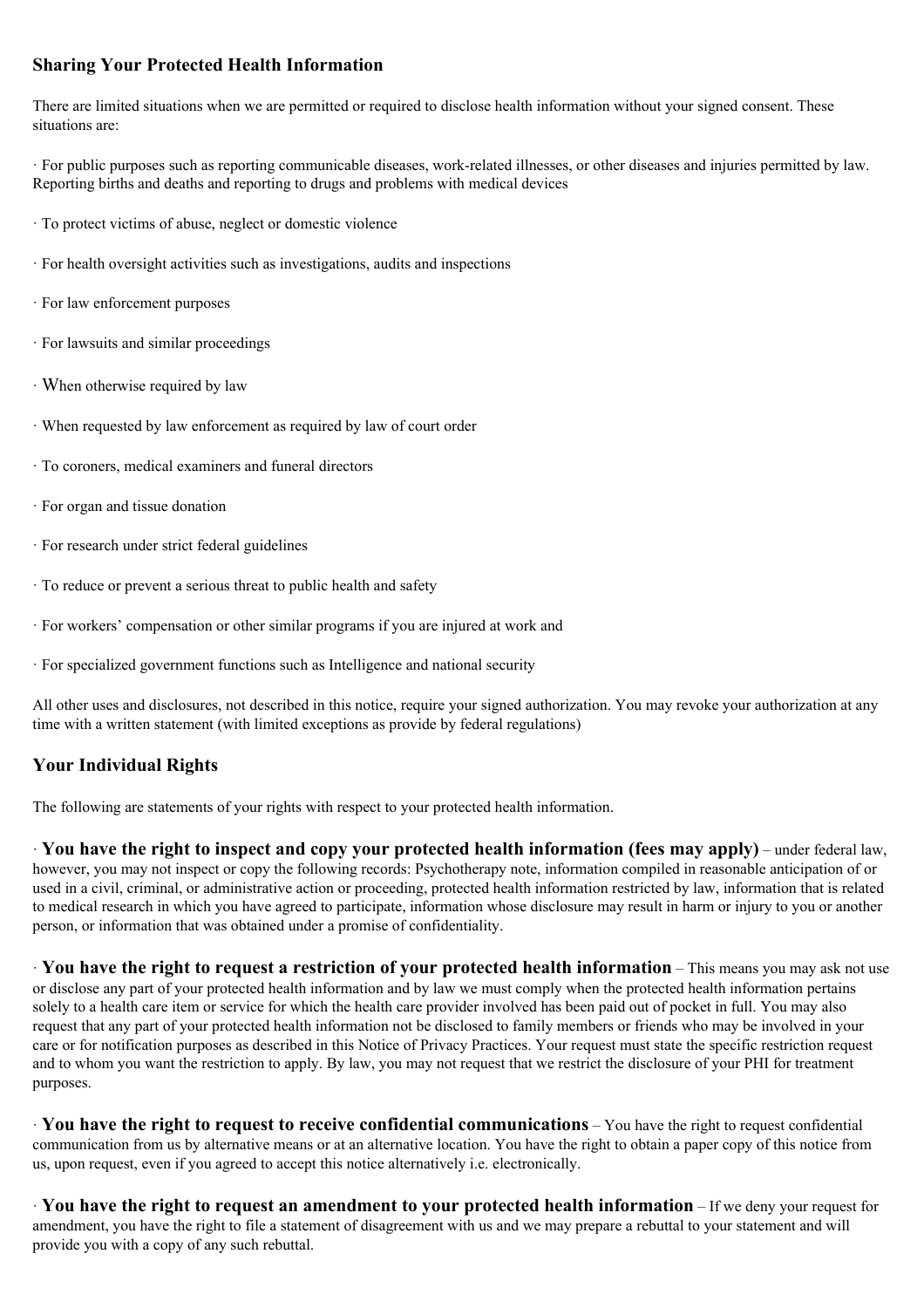## Sharing Your Protected Health Information

There are limited situations when we are permitted or required to disclose health information without your signed consent. These situations are:

· For public purposes such as reporting communicable diseases, work-related illnesses, or other diseases and injuries permitted by law. Reporting births and deaths and reporting to drugs and problems with medical devices

· To protect victims of abuse, neglect or domestic violence

· For health oversight activities such as investigations, audits and inspections

· For law enforcement purposes

· For lawsuits and similar proceedings

· When otherwise required by law

· When requested by law enforcement as required by law of court order

· To coroners, medical examiners and funeral directors

· For organ and tissue donation

· For research under strict federal guidelines

· To reduce or prevent a serious threat to public health and safety

· For workers' compensation or other similar programs if you are injured at work and

· For specialized government functions such as Intelligence and national security

All other uses and disclosures, not described in this notice, require your signed authorization. You may revoke your authorization at any time with a written statement (with limited exceptions as provide by federal regulations)

## Your Individual Rights

The following are statements of your rights with respect to your protected health information.

· **You have the right to inspect and copy your protected health information (fees may apply)** – under federal law, however, you may not inspect or copy the following records: Psychotherapy note, information compiled in reasonable anticipation of or used in a civil, criminal, or administrative action or proceeding, protected health information restricted by law, information that is related to medical research in which you have agreed to participate, information whose disclosure may result in harm or injury to you or another person, or information that was obtained under a promise of confidentiality.

· **You have the right to request a restriction of your protected health information** – This means you may ask not use or disclose any part of your protected health information and by law we must comply when the protected health information pertains solely to a health care item or service for which the health care provider involved has been paid out of pocket in full. You may also request that any part of your protected health information not be disclosed to family members or friends who may be involved in your care or for notification purposes as described in this Notice of Privacy Practices. Your request must state the specific restriction request and to whom you want the restriction to apply. By law, you may not request that we restrict the disclosure of your PHI for treatment purposes.

· **You have the right to request to receive confidential communications** – You have the right to request confidential communication from us by alternative means or at an alternative location. You have the right to obtain a paper copy of this notice from us, upon request, even if you agreed to accept this notice alternatively i.e. electronically.

· **You have the right to request an amendment to your protected health information** – If we deny your request for amendment, you have the right to file a statement of disagreement with us and we may prepare a rebuttal to your statement and will provide you with a copy of any such rebuttal.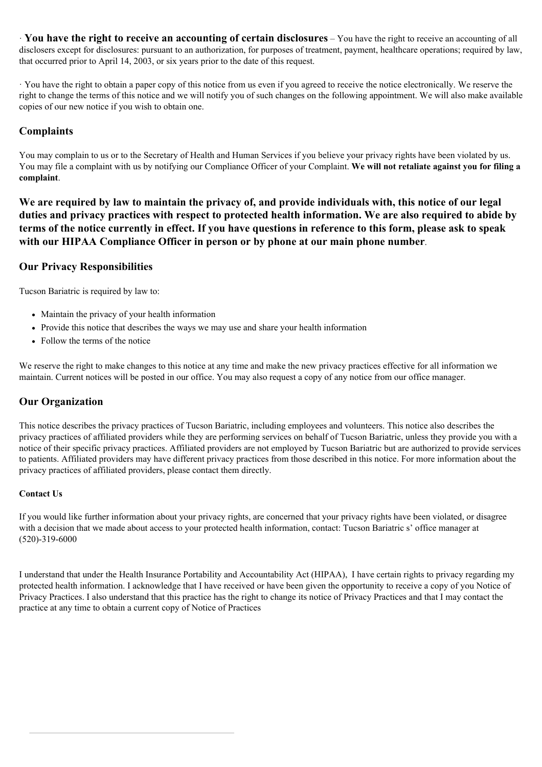· **You have the right to receive an accounting of certain disclosures** – You have the right to receive an accounting of all disclosers except for disclosures: pursuant to an authorization, for purposes of treatment, payment, healthcare operations; required by law, that occurred prior to April 14, 2003, or six years prior to the date of this request.

· You have the right to obtain a paper copy of this notice from us even if you agreed to receive the notice electronically. We reserve the right to change the terms of this notice and we will notify you of such changes on the following appointment. We will also make available copies of our new notice if you wish to obtain one.

## Complaints

You may complain to us or to the Secretary of Health and Human Services if you believe your privacy rights have been violated by us. You may file a complaint with us by notifying our Compliance Officer of your Complaint. **We will not retaliate against you for filing a complaint**.

**We are required by law to maintain the privacy of, and provide individuals with, this notice of our legal duties and privacy practices with respect to protected health information. We are also required to abide by terms of the notice currently in effect. If you have questions in reference to this form, please ask to speak with our HIPAA Compliance Officer in person or by phone at our main phone number**.

## Our Privacy Responsibilities

Tucson Bariatric is required by law to:

- Maintain the privacy of your health information
- Provide this notice that describes the ways we may use and share your health information
- Follow the terms of the notice

We reserve the right to make changes to this notice at any time and make the new privacy practices effective for all information we maintain. Current notices will be posted in our office. You may also request a copy of any notice from our office manager.

## Our Organization

This notice describes the privacy practices of Tucson Bariatric, including employees and volunteers. This notice also describes the privacy practices of affiliated providers while they are performing services on behalf of Tucson Bariatric, unless they provide you with a notice of their specific privacy practices. Affiliated providers are not employed by Tucson Bariatric but are authorized to provide services to patients. Affiliated providers may have different privacy practices from those described in this notice. For more information about the privacy practices of affiliated providers, please contact them directly.

#### Contact Us

If you would like further information about your privacy rights, are concerned that your privacy rights have been violated, or disagree with a decision that we made about access to your protected health information, contact: Tucson Bariatric s' office manager at (520)-319-6000

I understand that under the Health Insurance Portability and Accountability Act (HIPAA), I have certain rights to privacy regarding my protected health information. I acknowledge that I have received or have been given the opportunity to receive a copy of you Notice of Privacy Practices. I also understand that this practice has the right to change its notice of Privacy Practices and that I may contact the practice at any time to obtain a current copy of Notice of Practices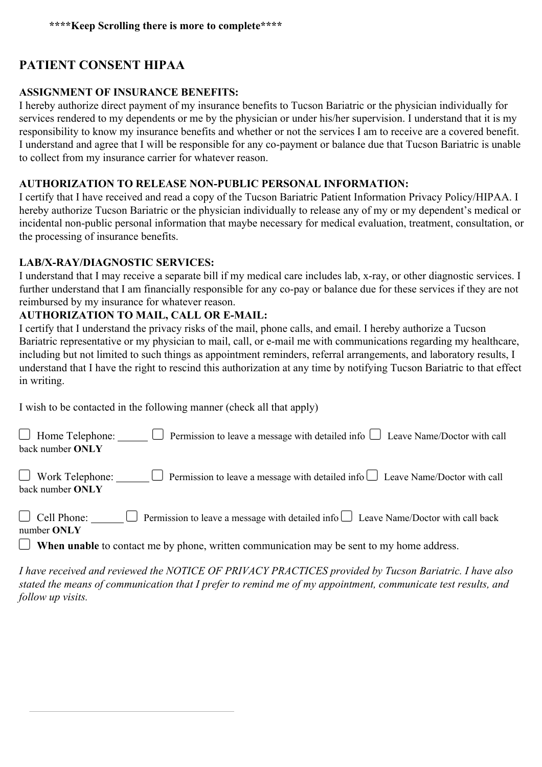**\*\*\*\*Keep Scrolling there is more to complete\*\*\*\***

## PATIENT CONSENT HIPAA

**ASSIGNMENT OF INSURANCE BENEFITS:**
I hereby authorize direct payment of my insurance benefits to Tucson Bariatric or the physician individually for services rendered to my dependents or me by the physician or under his/her supervision. I understand that it is my responsibility to know my insurance benefits and whether or not the services I am to receive are a covered benefit. I understand and agree that I will be responsible for any co-payment or balance due that Tucson Bariatric is unable to collect from my insurance carrier for whatever reason.

**AUTHORIZATION TO RELEASE NON-PUBLIC PERSONAL INFORMATION:**
I certify that I have received and read a copy of the Tucson Bariatric Patient Information Privacy Policy/HIPAA. I hereby authorize Tucson Bariatric or the physician individually to release any of my or my dependent's medical or incidental non-public personal information that maybe necessary for medical evaluation, treatment, consultation, or the processing of insurance benefits.

**LAB/X-RAY/DIAGNOSTIC SERVICES:**
I understand that I may receive a separate bill if my medical care includes lab, x-ray, or other diagnostic services. I further understand that I am financially responsible for any co-pay or balance due for these services if they are not reimbursed by my insurance for whatever reason.

**AUTHORIZATION TO MAIL, CALL OR E-MAIL:**
I certify that I understand the privacy risks of the mail, phone calls, and email. I hereby authorize a Tucson Bariatric representative or my physician to mail, call, or e-mail me with communications regarding my healthcare, including but not limited to such things as appointment reminders, referral arrangements, and laboratory results, I understand that I have the right to rescind this authorization at any time by notifying Tucson Bariatric to that effect in writing.

I wish to be contacted in the following manner (check all that apply)

☐ Home Telephone: ______ ☐ Permission to leave a message with detailed info ☐ Leave Name/Doctor with call back number **ONLY**

☐ Work Telephone: ______ ☐ Permission to leave a message with detailed info ☐ Leave Name/Doctor with call back number **ONLY**

☐ Cell Phone: ______ ☐ Permission to leave a message with detailed info ☐ Leave Name/Doctor with call back number **ONLY**

☐ **When unable** to contact me by phone, written communication may be sent to my home address.

*I have received and reviewed the NOTICE OF PRIVACY PRACTICES provided by Tucson Bariatric. I have also stated the means of communication that I prefer to remind me of my appointment, communicate test results, and follow up visits.*